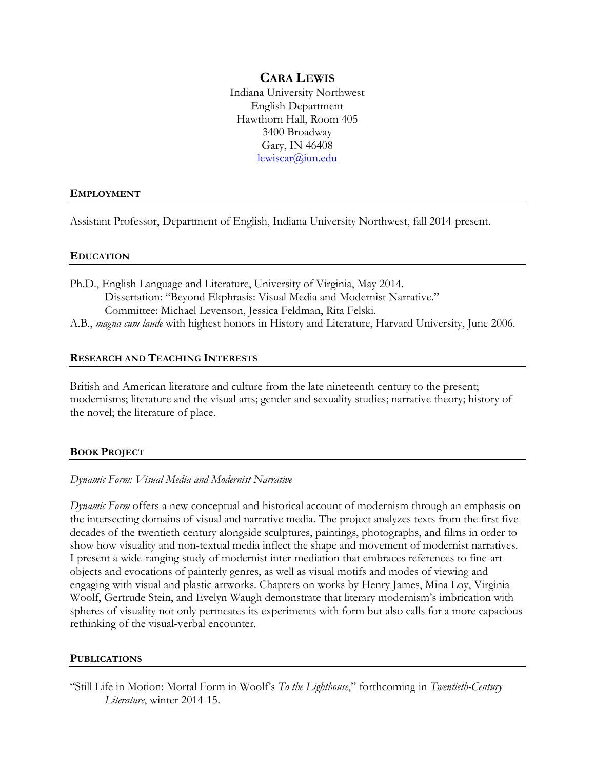# CARA LEWIS

Indiana University Northwest
English Department
Hawthorn Hall, Room 405
3400 Broadway
Gary, IN 46408
lewiscar@iun.edu

## EMPLOYMENT

Assistant Professor, Department of English, Indiana University Northwest, fall 2014-present.

## EDUCATION

Ph.D., English Language and Literature, University of Virginia, May 2014.
Dissertation: "Beyond Ekphrasis: Visual Media and Modernist Narrative."
Committee: Michael Levenson, Jessica Feldman, Rita Felski.

A.B., *magna cum laude* with highest honors in History and Literature, Harvard University, June 2006.

## RESEARCH AND TEACHING INTERESTS

British and American literature and culture from the late nineteenth century to the present; modernisms; literature and the visual arts; gender and sexuality studies; narrative theory; history of the novel; the literature of place.

## BOOK PROJECT

*Dynamic Form: Visual Media and Modernist Narrative*

*Dynamic Form* offers a new conceptual and historical account of modernism through an emphasis on the intersecting domains of visual and narrative media. The project analyzes texts from the first five decades of the twentieth century alongside sculptures, paintings, photographs, and films in order to show how visuality and non-textual media inflect the shape and movement of modernist narratives. I present a wide-ranging study of modernist inter-mediation that embraces references to fine-art objects and evocations of painterly genres, as well as visual motifs and modes of viewing and engaging with visual and plastic artworks. Chapters on works by Henry James, Mina Loy, Virginia Woolf, Gertrude Stein, and Evelyn Waugh demonstrate that literary modernism's imbrication with spheres of visuality not only permeates its experiments with form but also calls for a more capacious rethinking of the visual-verbal encounter.

## PUBLICATIONS

"Still Life in Motion: Mortal Form in Woolf's *To the Lighthouse*," forthcoming in *Twentieth-Century Literature*, winter 2014-15.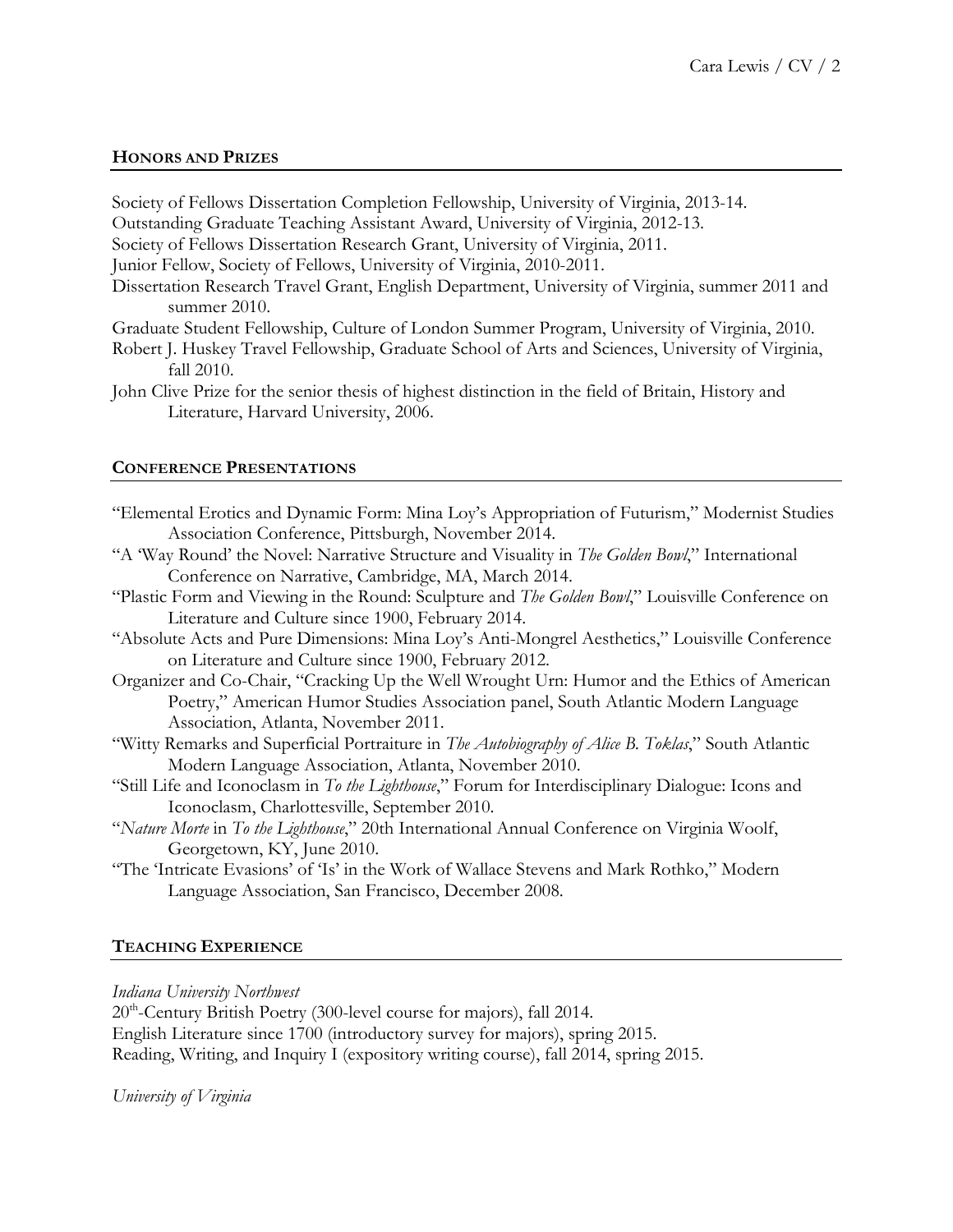## Honors and Prizes

Society of Fellows Dissertation Completion Fellowship, University of Virginia, 2013-14.
Outstanding Graduate Teaching Assistant Award, University of Virginia, 2012-13.
Society of Fellows Dissertation Research Grant, University of Virginia, 2011.
Junior Fellow, Society of Fellows, University of Virginia, 2010-2011.
Dissertation Research Travel Grant, English Department, University of Virginia, summer 2011 and summer 2010.
Graduate Student Fellowship, Culture of London Summer Program, University of Virginia, 2010.
Robert J. Huskey Travel Fellowship, Graduate School of Arts and Sciences, University of Virginia, fall 2010.
John Clive Prize for the senior thesis of highest distinction in the field of Britain, History and Literature, Harvard University, 2006.

## Conference Presentations

"Elemental Erotics and Dynamic Form: Mina Loy's Appropriation of Futurism," Modernist Studies Association Conference, Pittsburgh, November 2014.
"A 'Way Round' the Novel: Narrative Structure and Visuality in *The Golden Bowl*," International Conference on Narrative, Cambridge, MA, March 2014.
"Plastic Form and Viewing in the Round: Sculpture and *The Golden Bowl*," Louisville Conference on Literature and Culture since 1900, February 2014.
"Absolute Acts and Pure Dimensions: Mina Loy's Anti-Mongrel Aesthetics," Louisville Conference on Literature and Culture since 1900, February 2012.
Organizer and Co-Chair, "Cracking Up the Well Wrought Urn: Humor and the Ethics of American Poetry," American Humor Studies Association panel, South Atlantic Modern Language Association, Atlanta, November 2011.
"Witty Remarks and Superficial Portraiture in *The Autobiography of Alice B. Toklas*," South Atlantic Modern Language Association, Atlanta, November 2010.
"Still Life and Iconoclasm in *To the Lighthouse*," Forum for Interdisciplinary Dialogue: Icons and Iconoclasm, Charlottesville, September 2010.
"*Nature Morte* in *To the Lighthouse*," 20th International Annual Conference on Virginia Woolf, Georgetown, KY, June 2010.
"The 'Intricate Evasions' of 'Is' in the Work of Wallace Stevens and Mark Rothko," Modern Language Association, San Francisco, December 2008.

## Teaching Experience

*Indiana University Northwest*
20th-Century British Poetry (300-level course for majors), fall 2014.
English Literature since 1700 (introductory survey for majors), spring 2015.
Reading, Writing, and Inquiry I (expository writing course), fall 2014, spring 2015.

*University of Virginia*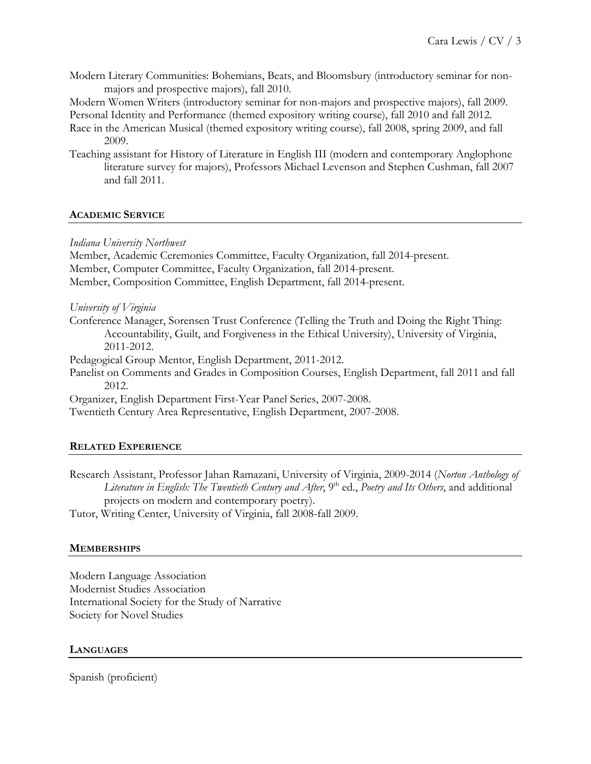Modern Literary Communities: Bohemians, Beats, and Bloomsbury (introductory seminar for non-majors and prospective majors), fall 2010.

Modern Women Writers (introductory seminar for non-majors and prospective majors), fall 2009.

Personal Identity and Performance (themed expository writing course), fall 2010 and fall 2012.

Race in the American Musical (themed expository writing course), fall 2008, spring 2009, and fall 2009.

Teaching assistant for History of Literature in English III (modern and contemporary Anglophone literature survey for majors), Professors Michael Levenson and Stephen Cushman, fall 2007 and fall 2011.

## ACADEMIC SERVICE

*Indiana University Northwest*

Member, Academic Ceremonies Committee, Faculty Organization, fall 2014-present.

Member, Computer Committee, Faculty Organization, fall 2014-present.

Member, Composition Committee, English Department, fall 2014-present.

*University of Virginia*

Conference Manager, Sorensen Trust Conference (Telling the Truth and Doing the Right Thing: Accountability, Guilt, and Forgiveness in the Ethical University), University of Virginia, 2011-2012.

Pedagogical Group Mentor, English Department, 2011-2012.

Panelist on Comments and Grades in Composition Courses, English Department, fall 2011 and fall 2012.

Organizer, English Department First-Year Panel Series, 2007-2008.

Twentieth Century Area Representative, English Department, 2007-2008.

## RELATED EXPERIENCE

Research Assistant, Professor Jahan Ramazani, University of Virginia, 2009-2014 (*Norton Anthology of Literature in English: The Twentieth Century and After*, 9th ed., *Poetry and Its Others*, and additional projects on modern and contemporary poetry).

Tutor, Writing Center, University of Virginia, fall 2008-fall 2009.

## MEMBERSHIPS

Modern Language Association

Modernist Studies Association

International Society for the Study of Narrative

Society for Novel Studies

## LANGUAGES

Spanish (proficient)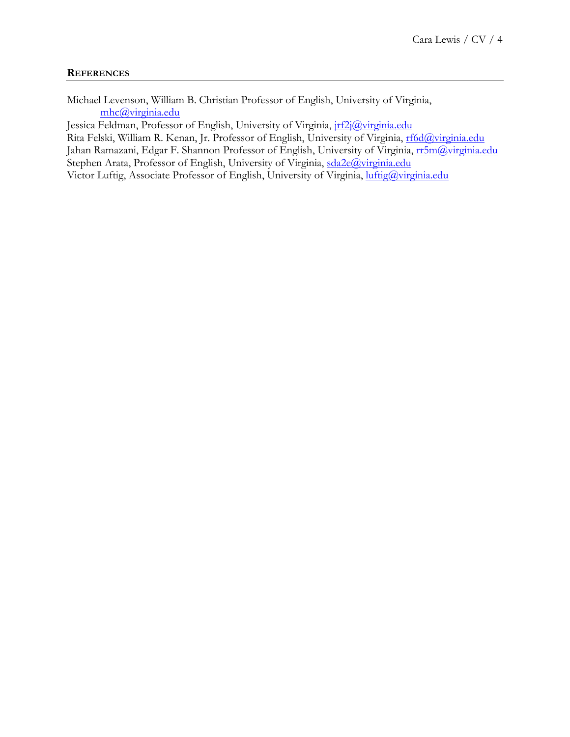## REFERENCES

Michael Levenson, William B. Christian Professor of English, University of Virginia, mhc@virginia.edu
Jessica Feldman, Professor of English, University of Virginia, jrf2j@virginia.edu
Rita Felski, William R. Kenan, Jr. Professor of English, University of Virginia, rf6d@virginia.edu
Jahan Ramazani, Edgar F. Shannon Professor of English, University of Virginia, rr5m@virginia.edu
Stephen Arata, Professor of English, University of Virginia, sda2e@virginia.edu
Victor Luftig, Associate Professor of English, University of Virginia, luftig@virginia.edu